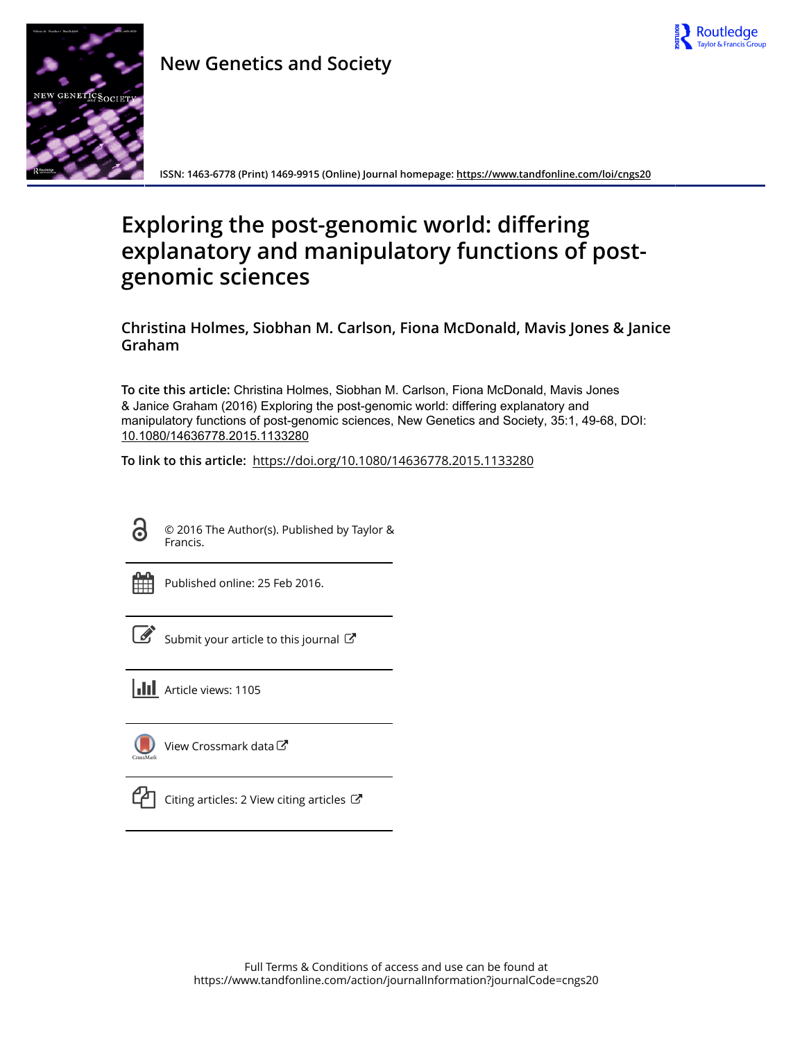New Genetics and Society

ISSN: 1463-6778 (Print) 1469-9915 (Online) Journal homepage: https://www.tandfonline.com/loi/cngs20

# Exploring the post-genomic world: differing explanatory and manipulatory functions of post-genomic sciences

**Christina Holmes, Siobhan M. Carlson, Fiona McDonald, Mavis Jones & Janice Graham**

**To cite this article:** Christina Holmes, Siobhan M. Carlson, Fiona McDonald, Mavis Jones & Janice Graham (2016) Exploring the post-genomic world: differing explanatory and manipulatory functions of post-genomic sciences, New Genetics and Society, 35:1, 49-68, DOI: 10.1080/14636778.2015.1133280

**To link to this article:** https://doi.org/10.1080/14636778.2015.1133280

© 2016 The Author(s). Published by Taylor & Francis.

Published online: 25 Feb 2016.

Submit your article to this journal

Article views: 1105

View Crossmark data

Citing articles: 2 View citing articles

Full Terms & Conditions of access and use can be found at https://www.tandfonline.com/action/journalInformation?journalCode=cngs20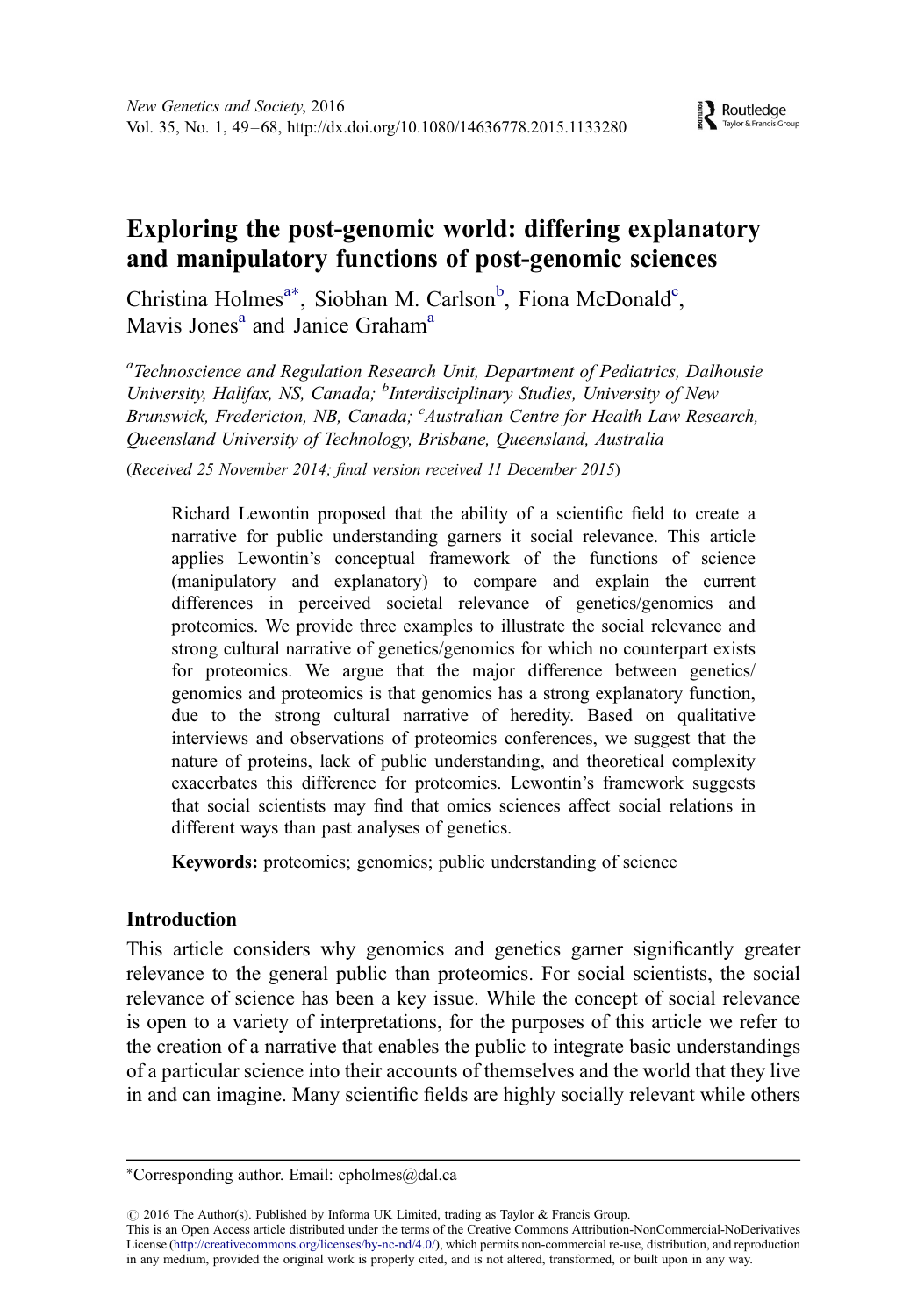# Exploring the post-genomic world: differing explanatory and manipulatory functions of post-genomic sciences

Christina Holmes[a*], Siobhan M. Carlson[b], Fiona McDonald[c], Mavis Jones[a] and Janice Graham[a]

[a]*Technoscience and Regulation Research Unit, Department of Pediatrics, Dalhousie University, Halifax, NS, Canada;* [b]*Interdisciplinary Studies, University of New Brunswick, Fredericton, NB, Canada;* [c]*Australian Centre for Health Law Research, Queensland University of Technology, Brisbane, Queensland, Australia*

(*Received 25 November 2014; final version received 11 December 2015*)

Richard Lewontin proposed that the ability of a scientific field to create a narrative for public understanding garners it social relevance. This article applies Lewontin's conceptual framework of the functions of science (manipulatory and explanatory) to compare and explain the current differences in perceived societal relevance of genetics/genomics and proteomics. We provide three examples to illustrate the social relevance and strong cultural narrative of genetics/genomics for which no counterpart exists for proteomics. We argue that the major difference between genetics/genomics and proteomics is that genomics has a strong explanatory function, due to the strong cultural narrative of heredity. Based on qualitative interviews and observations of proteomics conferences, we suggest that the nature of proteins, lack of public understanding, and theoretical complexity exacerbates this difference for proteomics. Lewontin's framework suggests that social scientists may find that omics sciences affect social relations in different ways than past analyses of genetics.

**Keywords:** proteomics; genomics; public understanding of science

## Introduction

This article considers why genomics and genetics garner significantly greater relevance to the general public than proteomics. For social scientists, the social relevance of science has been a key issue. While the concept of social relevance is open to a variety of interpretations, for the purposes of this article we refer to the creation of a narrative that enables the public to integrate basic understandings of a particular science into their accounts of themselves and the world that they live in and can imagine. Many scientific fields are highly socially relevant while others

*Corresponding author. Email: cpholmes@dal.ca

© 2016 The Author(s). Published by Informa UK Limited, trading as Taylor & Francis Group.
This is an Open Access article distributed under the terms of the Creative Commons Attribution-NonCommercial-NoDerivatives License (http://creativecommons.org/licenses/by-nc-nd/4.0/), which permits non-commercial re-use, distribution, and reproduction in any medium, provided the original work is properly cited, and is not altered, transformed, or built upon in any way.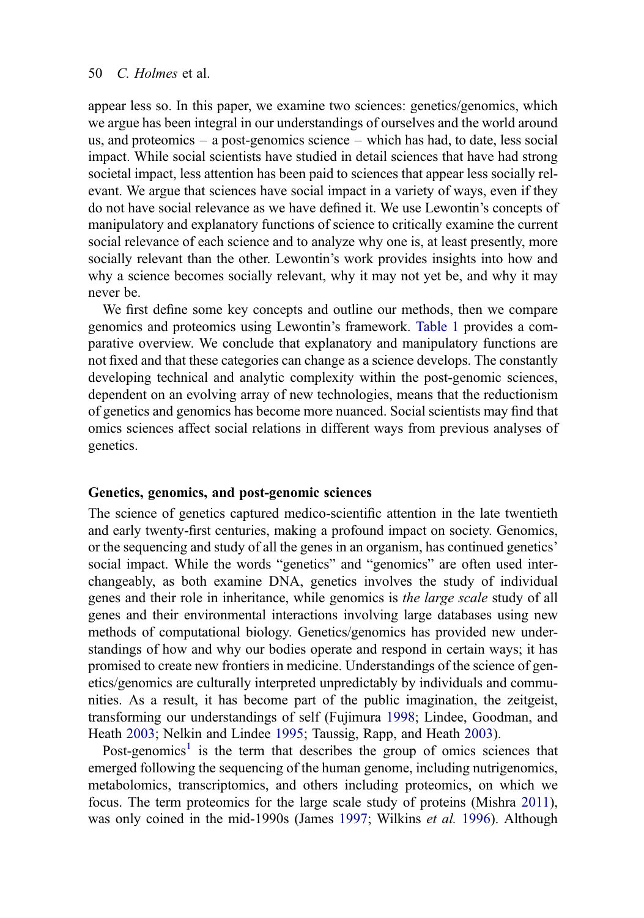appear less so. In this paper, we examine two sciences: genetics/genomics, which we argue has been integral in our understandings of ourselves and the world around us, and proteomics – a post-genomics science – which has had, to date, less social impact. While social scientists have studied in detail sciences that have had strong societal impact, less attention has been paid to sciences that appear less socially relevant. We argue that sciences have social impact in a variety of ways, even if they do not have social relevance as we have defined it. We use Lewontin's concepts of manipulatory and explanatory functions of science to critically examine the current social relevance of each science and to analyze why one is, at least presently, more socially relevant than the other. Lewontin's work provides insights into how and why a science becomes socially relevant, why it may not yet be, and why it may never be.

We first define some key concepts and outline our methods, then we compare genomics and proteomics using Lewontin's framework. Table 1 provides a comparative overview. We conclude that explanatory and manipulatory functions are not fixed and that these categories can change as a science develops. The constantly developing technical and analytic complexity within the post-genomic sciences, dependent on an evolving array of new technologies, means that the reductionism of genetics and genomics has become more nuanced. Social scientists may find that omics sciences affect social relations in different ways from previous analyses of genetics.

## Genetics, genomics, and post-genomic sciences

The science of genetics captured medico-scientific attention in the late twentieth and early twenty-first centuries, making a profound impact on society. Genomics, or the sequencing and study of all the genes in an organism, has continued genetics' social impact. While the words "genetics" and "genomics" are often used interchangeably, as both examine DNA, genetics involves the study of individual genes and their role in inheritance, while genomics is *the large scale* study of all genes and their environmental interactions involving large databases using new methods of computational biology. Genetics/genomics has provided new understandings of how and why our bodies operate and respond in certain ways; it has promised to create new frontiers in medicine. Understandings of the science of genetics/genomics are culturally interpreted unpredictably by individuals and communities. As a result, it has become part of the public imagination, the zeitgeist, transforming our understandings of self (Fujimura 1998; Lindee, Goodman, and Heath 2003; Nelkin and Lindee 1995; Taussig, Rapp, and Heath 2003).

Post-genomics[1] is the term that describes the group of omics sciences that emerged following the sequencing of the human genome, including nutrigenomics, metabolomics, transcriptomics, and others including proteomics, on which we focus. The term proteomics for the large scale study of proteins (Mishra 2011), was only coined in the mid-1990s (James 1997; Wilkins *et al.* 1996). Although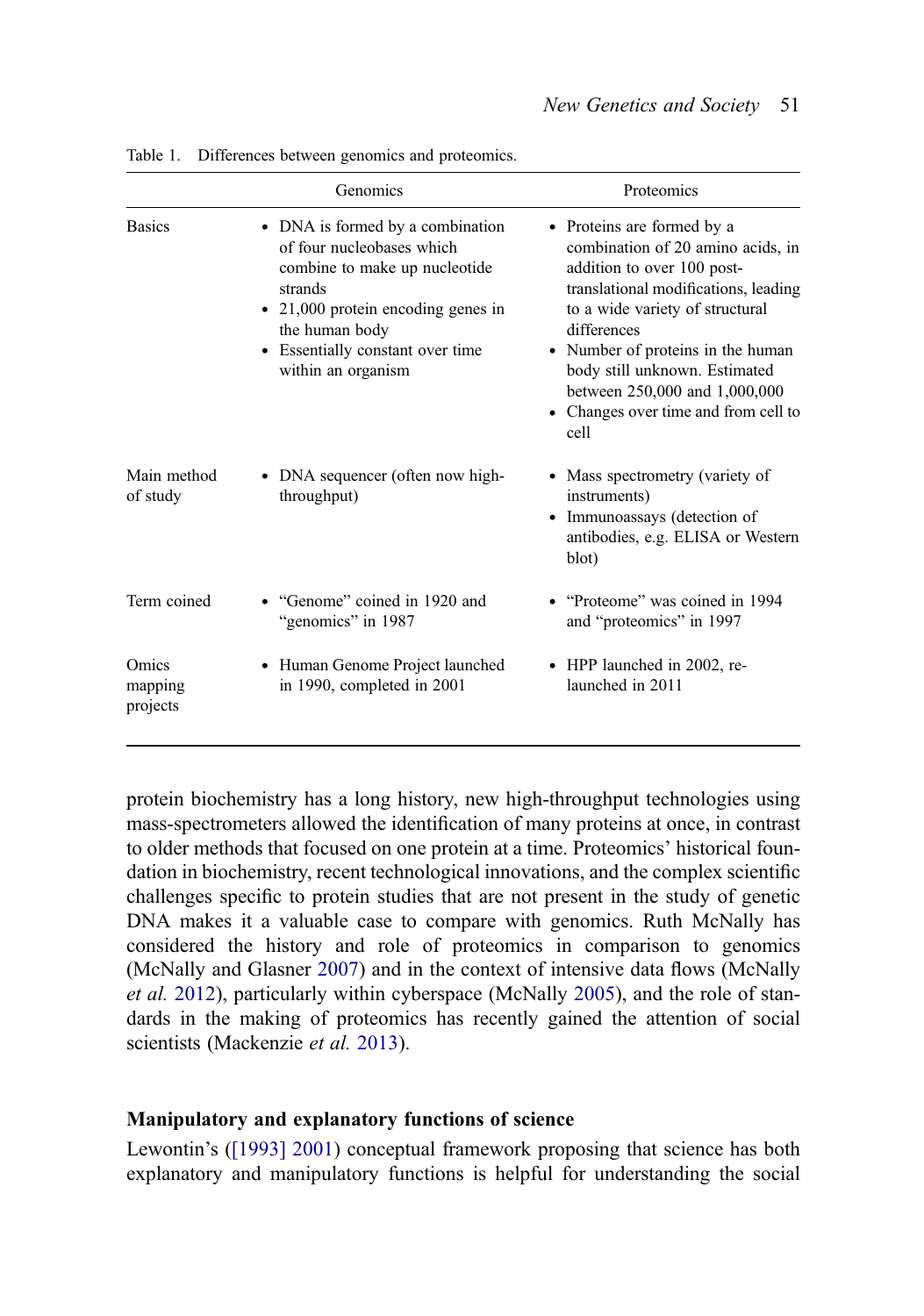Table 1. Differences between genomics and proteomics.

| | Genomics | Proteomics |
|---|---|---|
| Basics | • DNA is formed by a combination of four nucleobases which combine to make up nucleotide strands<br>• 21,000 protein encoding genes in the human body<br>• Essentially constant over time within an organism | • Proteins are formed by a combination of 20 amino acids, in addition to over 100 post-translational modifications, leading to a wide variety of structural differences<br>• Number of proteins in the human body still unknown. Estimated between 250,000 and 1,000,000<br>• Changes over time and from cell to cell |
| Main method of study | • DNA sequencer (often now high-throughput) | • Mass spectrometry (variety of instruments)<br>• Immunoassays (detection of antibodies, e.g. ELISA or Western blot) |
| Term coined | • "Genome" coined in 1920 and "genomics" in 1987 | • "Proteome" was coined in 1994 and "proteomics" in 1997 |
| Omics mapping projects | • Human Genome Project launched in 1990, completed in 2001 | • HPP launched in 2002, re-launched in 2011 |

protein biochemistry has a long history, new high-throughput technologies using mass-spectrometers allowed the identification of many proteins at once, in contrast to older methods that focused on one protein at a time. Proteomics' historical foundation in biochemistry, recent technological innovations, and the complex scientific challenges specific to protein studies that are not present in the study of genetic DNA makes it a valuable case to compare with genomics. Ruth McNally has considered the history and role of proteomics in comparison to genomics (McNally and Glasner 2007) and in the context of intensive data flows (McNally *et al.* 2012), particularly within cyberspace (McNally 2005), and the role of standards in the making of proteomics has recently gained the attention of social scientists (Mackenzie *et al.* 2013).

## Manipulatory and explanatory functions of science

Lewontin's ([1993] 2001) conceptual framework proposing that science has both explanatory and manipulatory functions is helpful for understanding the social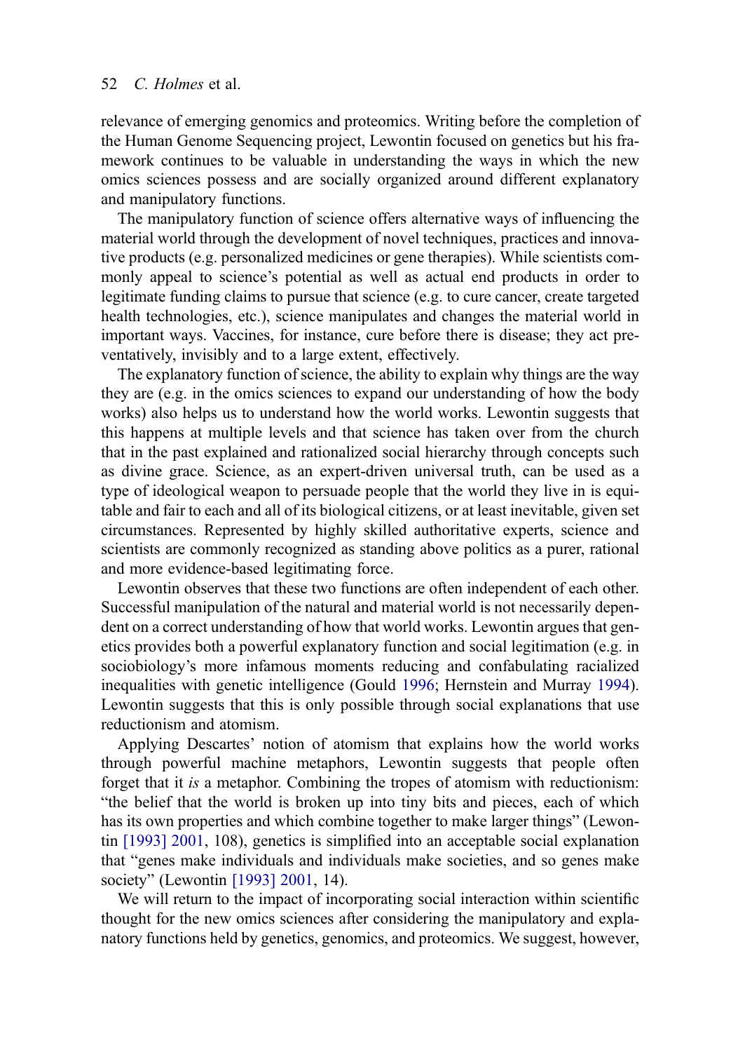relevance of emerging genomics and proteomics. Writing before the completion of the Human Genome Sequencing project, Lewontin focused on genetics but his framework continues to be valuable in understanding the ways in which the new omics sciences possess and are socially organized around different explanatory and manipulatory functions.

The manipulatory function of science offers alternative ways of influencing the material world through the development of novel techniques, practices and innovative products (e.g. personalized medicines or gene therapies). While scientists commonly appeal to science's potential as well as actual end products in order to legitimate funding claims to pursue that science (e.g. to cure cancer, create targeted health technologies, etc.), science manipulates and changes the material world in important ways. Vaccines, for instance, cure before there is disease; they act preventatively, invisibly and to a large extent, effectively.

The explanatory function of science, the ability to explain why things are the way they are (e.g. in the omics sciences to expand our understanding of how the body works) also helps us to understand how the world works. Lewontin suggests that this happens at multiple levels and that science has taken over from the church that in the past explained and rationalized social hierarchy through concepts such as divine grace. Science, as an expert-driven universal truth, can be used as a type of ideological weapon to persuade people that the world they live in is equitable and fair to each and all of its biological citizens, or at least inevitable, given set circumstances. Represented by highly skilled authoritative experts, science and scientists are commonly recognized as standing above politics as a purer, rational and more evidence-based legitimating force.

Lewontin observes that these two functions are often independent of each other. Successful manipulation of the natural and material world is not necessarily dependent on a correct understanding of how that world works. Lewontin argues that genetics provides both a powerful explanatory function and social legitimation (e.g. in sociobiology's more infamous moments reducing and confabulating racialized inequalities with genetic intelligence (Gould 1996; Hernstein and Murray 1994). Lewontin suggests that this is only possible through social explanations that use reductionism and atomism.

Applying Descartes' notion of atomism that explains how the world works through powerful machine metaphors, Lewontin suggests that people often forget that it *is* a metaphor. Combining the tropes of atomism with reductionism: "the belief that the world is broken up into tiny bits and pieces, each of which has its own properties and which combine together to make larger things" (Lewontin [1993] 2001, 108), genetics is simplified into an acceptable social explanation that "genes make individuals and individuals make societies, and so genes make society" (Lewontin [1993] 2001, 14).

We will return to the impact of incorporating social interaction within scientific thought for the new omics sciences after considering the manipulatory and explanatory functions held by genetics, genomics, and proteomics. We suggest, however,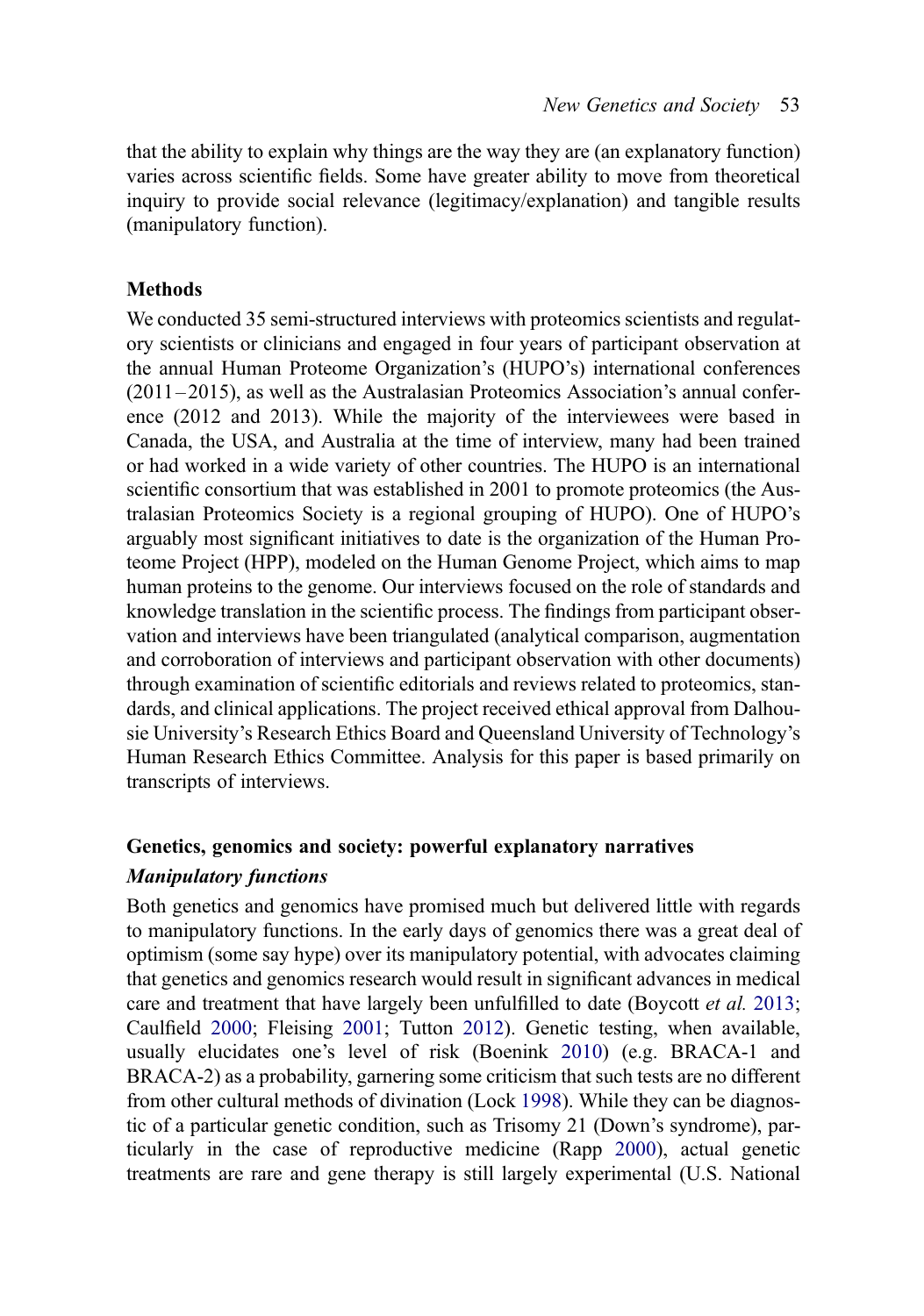that the ability to explain why things are the way they are (an explanatory function) varies across scientific fields. Some have greater ability to move from theoretical inquiry to provide social relevance (legitimacy/explanation) and tangible results (manipulatory function).

## Methods

We conducted 35 semi-structured interviews with proteomics scientists and regulatory scientists or clinicians and engaged in four years of participant observation at the annual Human Proteome Organization's (HUPO's) international conferences (2011–2015), as well as the Australasian Proteomics Association's annual conference (2012 and 2013). While the majority of the interviewees were based in Canada, the USA, and Australia at the time of interview, many had been trained or had worked in a wide variety of other countries. The HUPO is an international scientific consortium that was established in 2001 to promote proteomics (the Australasian Proteomics Society is a regional grouping of HUPO). One of HUPO's arguably most significant initiatives to date is the organization of the Human Proteome Project (HPP), modeled on the Human Genome Project, which aims to map human proteins to the genome. Our interviews focused on the role of standards and knowledge translation in the scientific process. The findings from participant observation and interviews have been triangulated (analytical comparison, augmentation and corroboration of interviews and participant observation with other documents) through examination of scientific editorials and reviews related to proteomics, standards, and clinical applications. The project received ethical approval from Dalhousie University's Research Ethics Board and Queensland University of Technology's Human Research Ethics Committee. Analysis for this paper is based primarily on transcripts of interviews.

## Genetics, genomics and society: powerful explanatory narratives

### *Manipulatory functions*

Both genetics and genomics have promised much but delivered little with regards to manipulatory functions. In the early days of genomics there was a great deal of optimism (some say hype) over its manipulatory potential, with advocates claiming that genetics and genomics research would result in significant advances in medical care and treatment that have largely been unfulfilled to date (Boycott *et al.* 2013; Caulfield 2000; Fleising 2001; Tutton 2012). Genetic testing, when available, usually elucidates one's level of risk (Boenink 2010) (e.g. BRACA-1 and BRACA-2) as a probability, garnering some criticism that such tests are no different from other cultural methods of divination (Lock 1998). While they can be diagnostic of a particular genetic condition, such as Trisomy 21 (Down's syndrome), particularly in the case of reproductive medicine (Rapp 2000), actual genetic treatments are rare and gene therapy is still largely experimental (U.S. National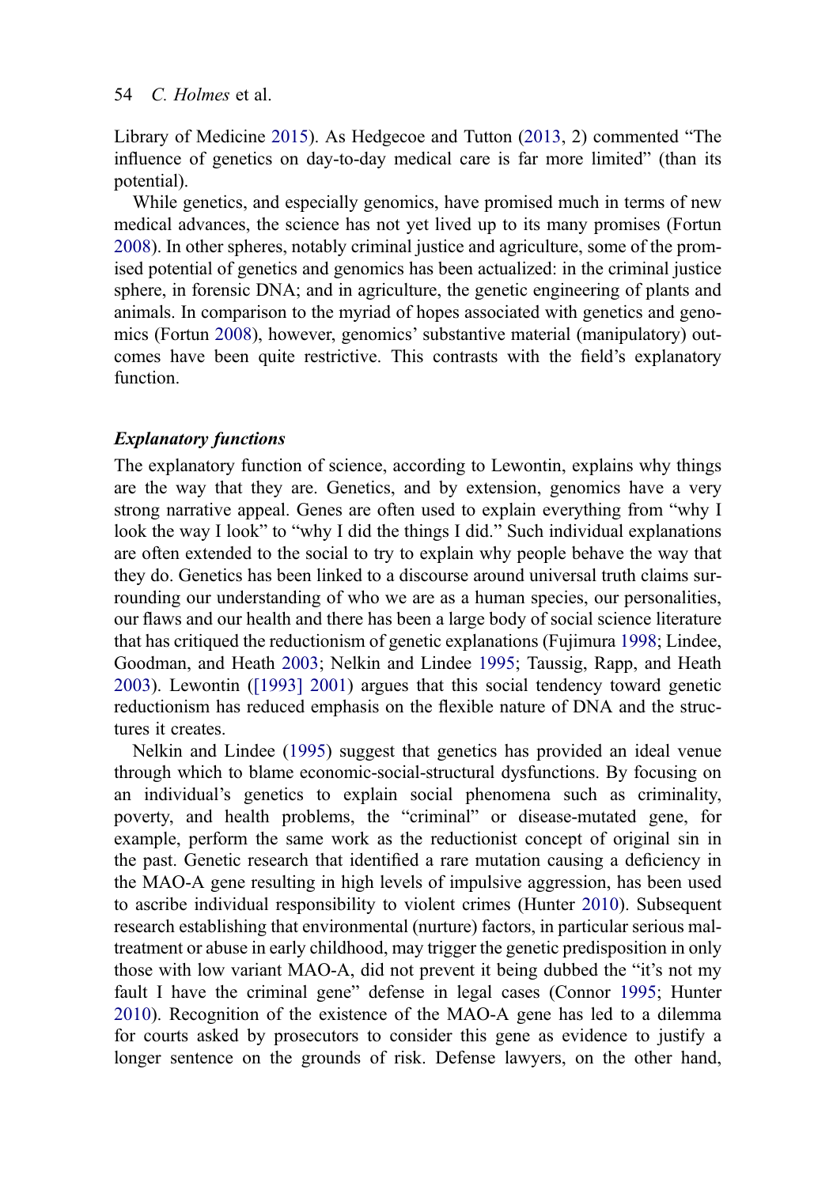Library of Medicine 2015). As Hedgecoe and Tutton (2013, 2) commented "The influence of genetics on day-to-day medical care is far more limited" (than its potential).

While genetics, and especially genomics, have promised much in terms of new medical advances, the science has not yet lived up to its many promises (Fortun 2008). In other spheres, notably criminal justice and agriculture, some of the promised potential of genetics and genomics has been actualized: in the criminal justice sphere, in forensic DNA; and in agriculture, the genetic engineering of plants and animals. In comparison to the myriad of hopes associated with genetics and genomics (Fortun 2008), however, genomics' substantive material (manipulatory) outcomes have been quite restrictive. This contrasts with the field's explanatory function.

### *Explanatory functions*

The explanatory function of science, according to Lewontin, explains why things are the way that they are. Genetics, and by extension, genomics have a very strong narrative appeal. Genes are often used to explain everything from "why I look the way I look" to "why I did the things I did." Such individual explanations are often extended to the social to try to explain why people behave the way that they do. Genetics has been linked to a discourse around universal truth claims surrounding our understanding of who we are as a human species, our personalities, our flaws and our health and there has been a large body of social science literature that has critiqued the reductionism of genetic explanations (Fujimura 1998; Lindee, Goodman, and Heath 2003; Nelkin and Lindee 1995; Taussig, Rapp, and Heath 2003). Lewontin ([1993] 2001) argues that this social tendency toward genetic reductionism has reduced emphasis on the flexible nature of DNA and the structures it creates.

Nelkin and Lindee (1995) suggest that genetics has provided an ideal venue through which to blame economic-social-structural dysfunctions. By focusing on an individual's genetics to explain social phenomena such as criminality, poverty, and health problems, the "criminal" or disease-mutated gene, for example, perform the same work as the reductionist concept of original sin in the past. Genetic research that identified a rare mutation causing a deficiency in the MAO-A gene resulting in high levels of impulsive aggression, has been used to ascribe individual responsibility to violent crimes (Hunter 2010). Subsequent research establishing that environmental (nurture) factors, in particular serious maltreatment or abuse in early childhood, may trigger the genetic predisposition in only those with low variant MAO-A, did not prevent it being dubbed the "it's not my fault I have the criminal gene" defense in legal cases (Connor 1995; Hunter 2010). Recognition of the existence of the MAO-A gene has led to a dilemma for courts asked by prosecutors to consider this gene as evidence to justify a longer sentence on the grounds of risk. Defense lawyers, on the other hand,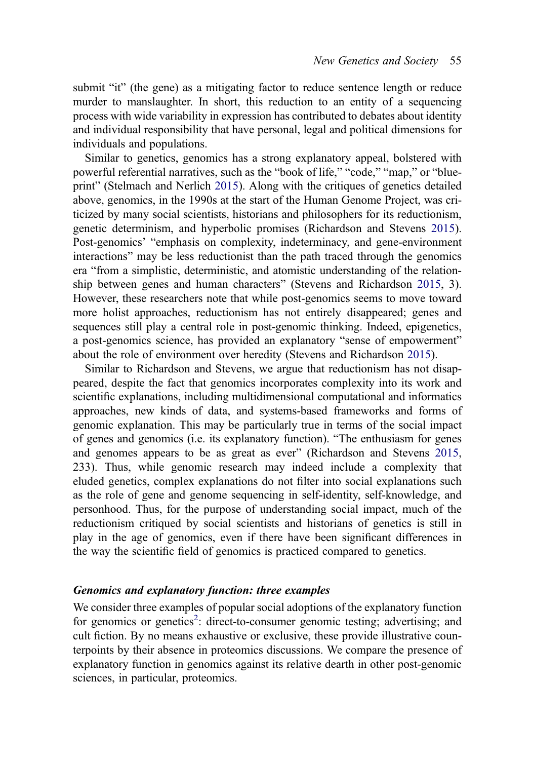submit "it" (the gene) as a mitigating factor to reduce sentence length or reduce murder to manslaughter. In short, this reduction to an entity of a sequencing process with wide variability in expression has contributed to debates about identity and individual responsibility that have personal, legal and political dimensions for individuals and populations.

Similar to genetics, genomics has a strong explanatory appeal, bolstered with powerful referential narratives, such as the "book of life," "code," "map," or "blueprint" (Stelmach and Nerlich 2015). Along with the critiques of genetics detailed above, genomics, in the 1990s at the start of the Human Genome Project, was criticized by many social scientists, historians and philosophers for its reductionism, genetic determinism, and hyperbolic promises (Richardson and Stevens 2015). Post-genomics' "emphasis on complexity, indeterminacy, and gene-environment interactions" may be less reductionist than the path traced through the genomics era "from a simplistic, deterministic, and atomistic understanding of the relationship between genes and human characters" (Stevens and Richardson 2015, 3). However, these researchers note that while post-genomics seems to move toward more holist approaches, reductionism has not entirely disappeared; genes and sequences still play a central role in post-genomic thinking. Indeed, epigenetics, a post-genomics science, has provided an explanatory "sense of empowerment" about the role of environment over heredity (Stevens and Richardson 2015).

Similar to Richardson and Stevens, we argue that reductionism has not disappeared, despite the fact that genomics incorporates complexity into its work and scientific explanations, including multidimensional computational and informatics approaches, new kinds of data, and systems-based frameworks and forms of genomic explanation. This may be particularly true in terms of the social impact of genes and genomics (i.e. its explanatory function). "The enthusiasm for genes and genomes appears to be as great as ever" (Richardson and Stevens 2015, 233). Thus, while genomic research may indeed include a complexity that eluded genetics, complex explanations do not filter into social explanations such as the role of gene and genome sequencing in self-identity, self-knowledge, and personhood. Thus, for the purpose of understanding social impact, much of the reductionism critiqued by social scientists and historians of genetics is still in play in the age of genomics, even if there have been significant differences in the way the scientific field of genomics is practiced compared to genetics.

### *Genomics and explanatory function: three examples*

We consider three examples of popular social adoptions of the explanatory function for genomics or genetics[2]: direct-to-consumer genomic testing; advertising; and cult fiction. By no means exhaustive or exclusive, these provide illustrative counterpoints by their absence in proteomics discussions. We compare the presence of explanatory function in genomics against its relative dearth in other post-genomic sciences, in particular, proteomics.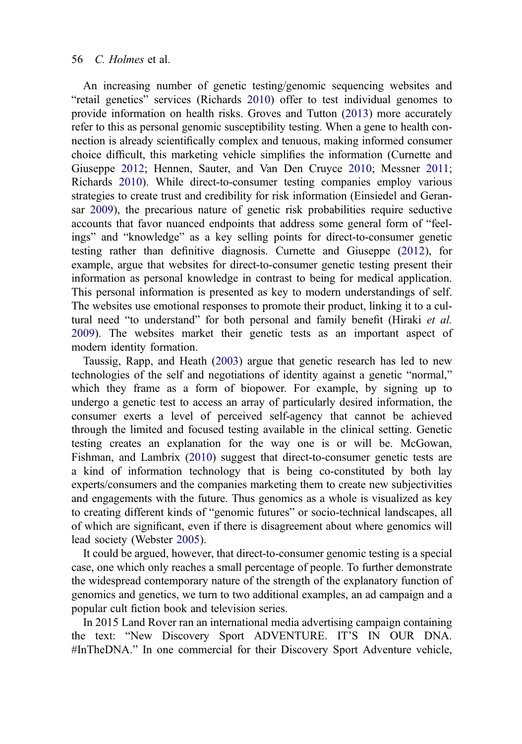An increasing number of genetic testing/genomic sequencing websites and "retail genetics" services (Richards 2010) offer to test individual genomes to provide information on health risks. Groves and Tutton (2013) more accurately refer to this as personal genomic susceptibility testing. When a gene to health connection is already scientifically complex and tenuous, making informed consumer choice difficult, this marketing vehicle simplifies the information (Curnette and Giuseppe 2012; Hennen, Sauter, and Van Den Cruyce 2010; Messner 2011; Richards 2010). While direct-to-consumer testing companies employ various strategies to create trust and credibility for risk information (Einsiedel and Geransar 2009), the precarious nature of genetic risk probabilities require seductive accounts that favor nuanced endpoints that address some general form of "feelings" and "knowledge" as a key selling points for direct-to-consumer genetic testing rather than definitive diagnosis. Curnette and Giuseppe (2012), for example, argue that websites for direct-to-consumer genetic testing present their information as personal knowledge in contrast to being for medical application. This personal information is presented as key to modern understandings of self. The websites use emotional responses to promote their product, linking it to a cultural need "to understand" for both personal and family benefit (Hiraki *et al.* 2009). The websites market their genetic tests as an important aspect of modern identity formation.

Taussig, Rapp, and Heath (2003) argue that genetic research has led to new technologies of the self and negotiations of identity against a genetic "normal," which they frame as a form of biopower. For example, by signing up to undergo a genetic test to access an array of particularly desired information, the consumer exerts a level of perceived self-agency that cannot be achieved through the limited and focused testing available in the clinical setting. Genetic testing creates an explanation for the way one is or will be. McGowan, Fishman, and Lambrix (2010) suggest that direct-to-consumer genetic tests are a kind of information technology that is being co-constituted by both lay experts/consumers and the companies marketing them to create new subjectivities and engagements with the future. Thus genomics as a whole is visualized as key to creating different kinds of "genomic futures" or socio-technical landscapes, all of which are significant, even if there is disagreement about where genomics will lead society (Webster 2005).

It could be argued, however, that direct-to-consumer genomic testing is a special case, one which only reaches a small percentage of people. To further demonstrate the widespread contemporary nature of the strength of the explanatory function of genomics and genetics, we turn to two additional examples, an ad campaign and a popular cult fiction book and television series.

In 2015 Land Rover ran an international media advertising campaign containing the text: "New Discovery Sport ADVENTURE. IT'S IN OUR DNA. #InTheDNA." In one commercial for their Discovery Sport Adventure vehicle,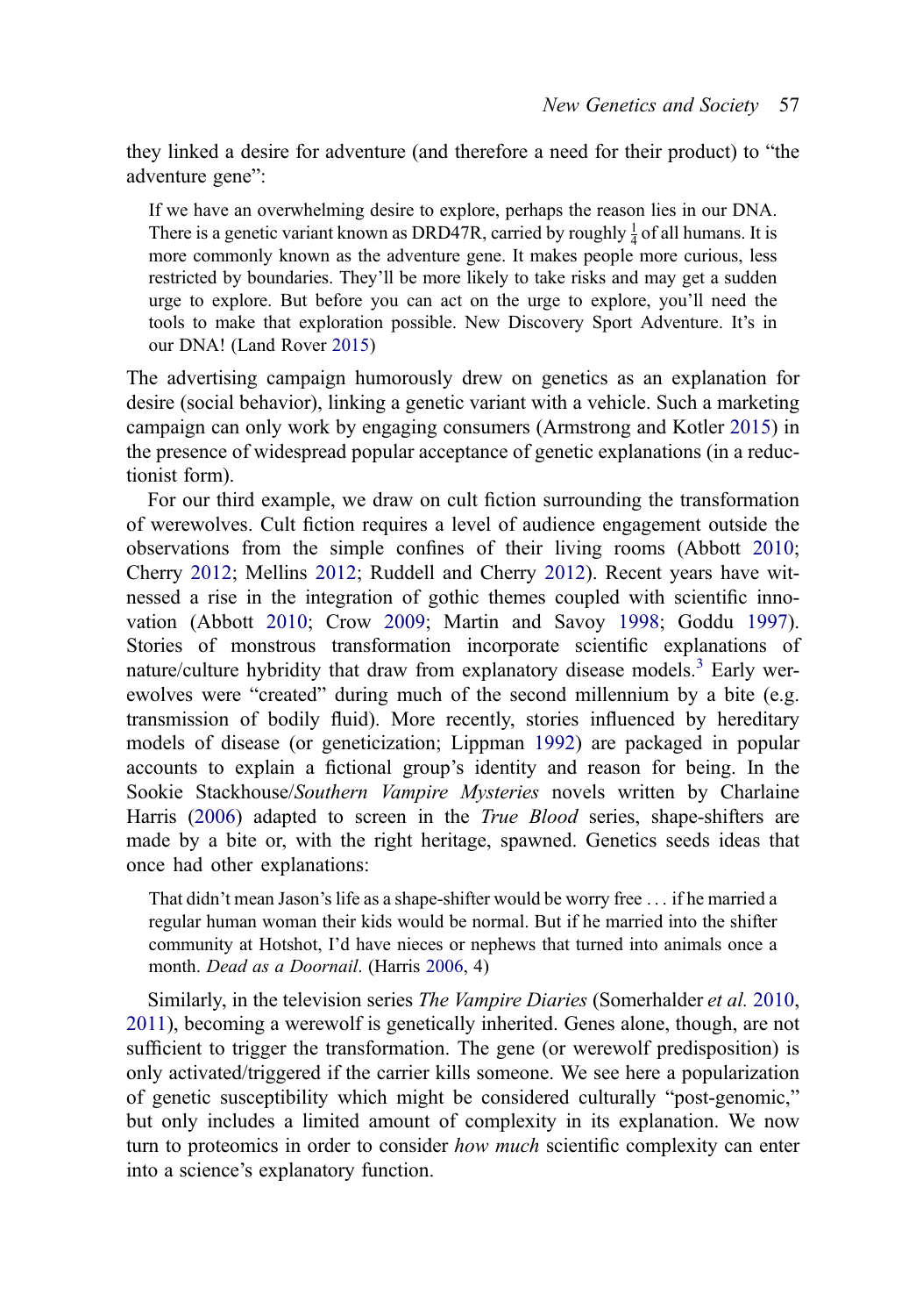they linked a desire for adventure (and therefore a need for their product) to "the adventure gene":

> If we have an overwhelming desire to explore, perhaps the reason lies in our DNA. There is a genetic variant known as DRD47R, carried by roughly $\frac{1}{4}$ of all humans. It is more commonly known as the adventure gene. It makes people more curious, less restricted by boundaries. They'll be more likely to take risks and may get a sudden urge to explore. But before you can act on the urge to explore, you'll need the tools to make that exploration possible. New Discovery Sport Adventure. It's in our DNA! (Land Rover 2015)

The advertising campaign humorously drew on genetics as an explanation for desire (social behavior), linking a genetic variant with a vehicle. Such a marketing campaign can only work by engaging consumers (Armstrong and Kotler 2015) in the presence of widespread popular acceptance of genetic explanations (in a reductionist form).

For our third example, we draw on cult fiction surrounding the transformation of werewolves. Cult fiction requires a level of audience engagement outside the observations from the simple confines of their living rooms (Abbott 2010; Cherry 2012; Mellins 2012; Ruddell and Cherry 2012). Recent years have witnessed a rise in the integration of gothic themes coupled with scientific innovation (Abbott 2010; Crow 2009; Martin and Savoy 1998; Goddu 1997). Stories of monstrous transformation incorporate scientific explanations of nature/culture hybridity that draw from explanatory disease models.[3] Early werewolves were "created" during much of the second millennium by a bite (e.g. transmission of bodily fluid). More recently, stories influenced by hereditary models of disease (or geneticization; Lippman 1992) are packaged in popular accounts to explain a fictional group's identity and reason for being. In the Sookie Stackhouse/*Southern Vampire Mysteries* novels written by Charlaine Harris (2006) adapted to screen in the *True Blood* series, shape-shifters are made by a bite or, with the right heritage, spawned. Genetics seeds ideas that once had other explanations:

> That didn't mean Jason's life as a shape-shifter would be worry free … if he married a regular human woman their kids would be normal. But if he married into the shifter community at Hotshot, I'd have nieces or nephews that turned into animals once a month. *Dead as a Doornail*. (Harris 2006, 4)

Similarly, in the television series *The Vampire Diaries* (Somerhalder *et al.* 2010, 2011), becoming a werewolf is genetically inherited. Genes alone, though, are not sufficient to trigger the transformation. The gene (or werewolf predisposition) is only activated/triggered if the carrier kills someone. We see here a popularization of genetic susceptibility which might be considered culturally "post-genomic," but only includes a limited amount of complexity in its explanation. We now turn to proteomics in order to consider *how much* scientific complexity can enter into a science's explanatory function.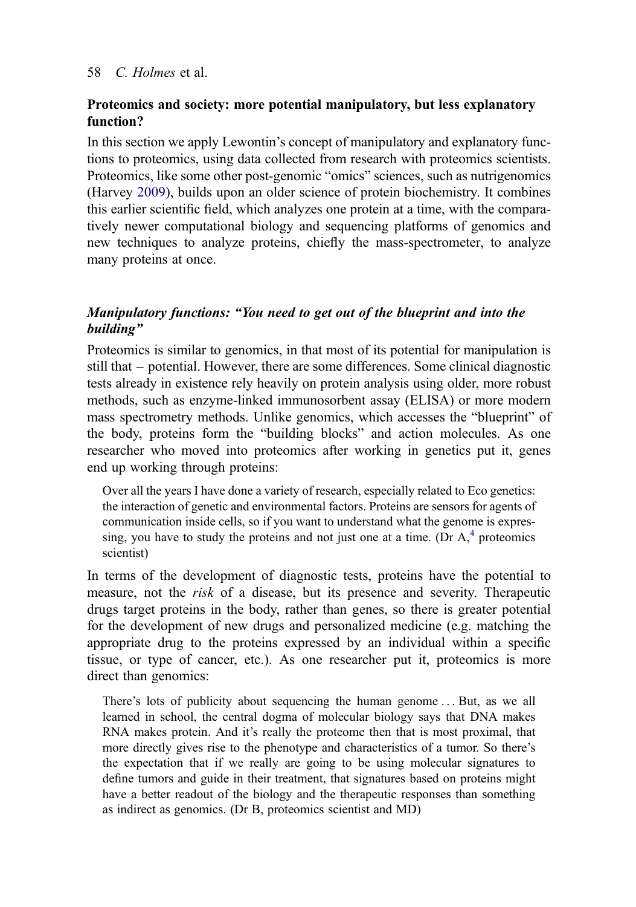## Proteomics and society: more potential manipulatory, but less explanatory function?

In this section we apply Lewontin's concept of manipulatory and explanatory functions to proteomics, using data collected from research with proteomics scientists. Proteomics, like some other post-genomic "omics" sciences, such as nutrigenomics (Harvey 2009), builds upon an older science of protein biochemistry. It combines this earlier scientific field, which analyzes one protein at a time, with the comparatively newer computational biology and sequencing platforms of genomics and new techniques to analyze proteins, chiefly the mass-spectrometer, to analyze many proteins at once.

### *Manipulatory functions: "You need to get out of the blueprint and into the building"*

Proteomics is similar to genomics, in that most of its potential for manipulation is still that – potential. However, there are some differences. Some clinical diagnostic tests already in existence rely heavily on protein analysis using older, more robust methods, such as enzyme-linked immunosorbent assay (ELISA) or more modern mass spectrometry methods. Unlike genomics, which accesses the "blueprint" of the body, proteins form the "building blocks" and action molecules. As one researcher who moved into proteomics after working in genetics put it, genes end up working through proteins:

> Over all the years I have done a variety of research, especially related to Eco genetics: the interaction of genetic and environmental factors. Proteins are sensors for agents of communication inside cells, so if you want to understand what the genome is expressing, you have to study the proteins and not just one at a time. (Dr A,[4] proteomics scientist)

In terms of the development of diagnostic tests, proteins have the potential to measure, not the *risk* of a disease, but its presence and severity. Therapeutic drugs target proteins in the body, rather than genes, so there is greater potential for the development of new drugs and personalized medicine (e.g. matching the appropriate drug to the proteins expressed by an individual within a specific tissue, or type of cancer, etc.). As one researcher put it, proteomics is more direct than genomics:

> There's lots of publicity about sequencing the human genome ... But, as we all learned in school, the central dogma of molecular biology says that DNA makes RNA makes protein. And it's really the proteome then that is most proximal, that more directly gives rise to the phenotype and characteristics of a tumor. So there's the expectation that if we really are going to be using molecular signatures to define tumors and guide in their treatment, that signatures based on proteins might have a better readout of the biology and the therapeutic responses than something as indirect as genomics. (Dr B, proteomics scientist and MD)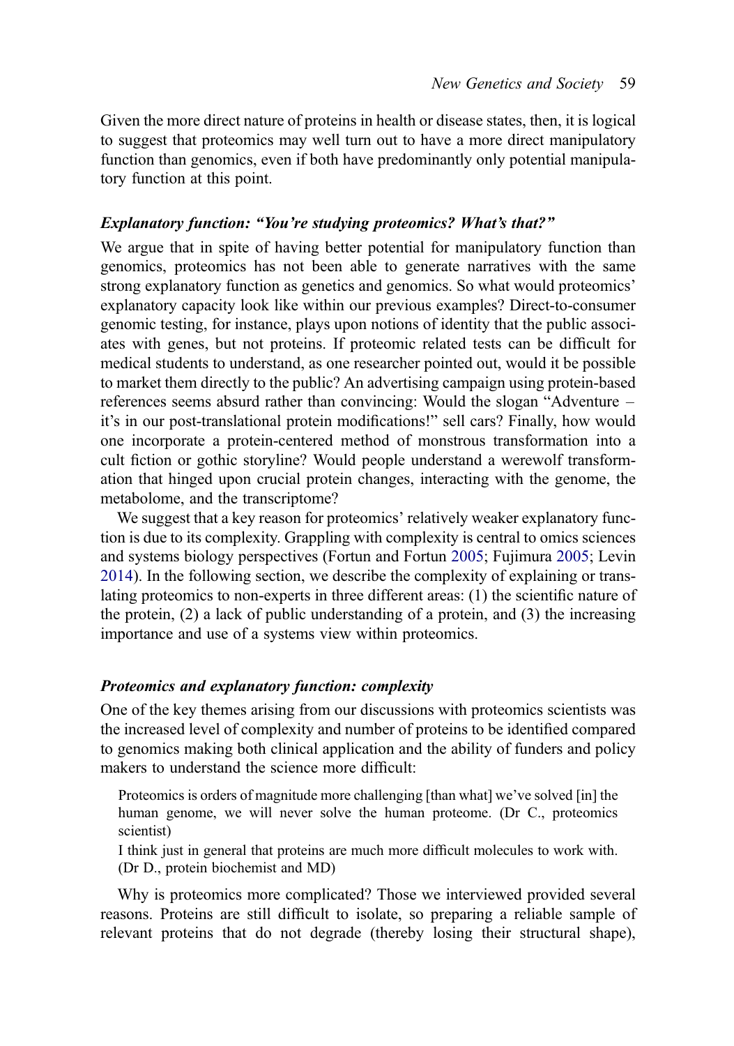Given the more direct nature of proteins in health or disease states, then, it is logical to suggest that proteomics may well turn out to have a more direct manipulatory function than genomics, even if both have predominantly only potential manipulatory function at this point.

### *Explanatory function: "You're studying proteomics? What's that?"*

We argue that in spite of having better potential for manipulatory function than genomics, proteomics has not been able to generate narratives with the same strong explanatory function as genetics and genomics. So what would proteomics' explanatory capacity look like within our previous examples? Direct-to-consumer genomic testing, for instance, plays upon notions of identity that the public associates with genes, but not proteins. If proteomic related tests can be difficult for medical students to understand, as one researcher pointed out, would it be possible to market them directly to the public? An advertising campaign using protein-based references seems absurd rather than convincing: Would the slogan "Adventure – it's in our post-translational protein modifications!" sell cars? Finally, how would one incorporate a protein-centered method of monstrous transformation into a cult fiction or gothic storyline? Would people understand a werewolf transformation that hinged upon crucial protein changes, interacting with the genome, the metabolome, and the transcriptome?

We suggest that a key reason for proteomics' relatively weaker explanatory function is due to its complexity. Grappling with complexity is central to omics sciences and systems biology perspectives (Fortun and Fortun 2005; Fujimura 2005; Levin 2014). In the following section, we describe the complexity of explaining or translating proteomics to non-experts in three different areas: (1) the scientific nature of the protein, (2) a lack of public understanding of a protein, and (3) the increasing importance and use of a systems view within proteomics.

### *Proteomics and explanatory function: complexity*

One of the key themes arising from our discussions with proteomics scientists was the increased level of complexity and number of proteins to be identified compared to genomics making both clinical application and the ability of funders and policy makers to understand the science more difficult:

> Proteomics is orders of magnitude more challenging [than what] we've solved [in] the human genome, we will never solve the human proteome. (Dr C., proteomics scientist)
>
> I think just in general that proteins are much more difficult molecules to work with. (Dr D., protein biochemist and MD)

Why is proteomics more complicated? Those we interviewed provided several reasons. Proteins are still difficult to isolate, so preparing a reliable sample of relevant proteins that do not degrade (thereby losing their structural shape),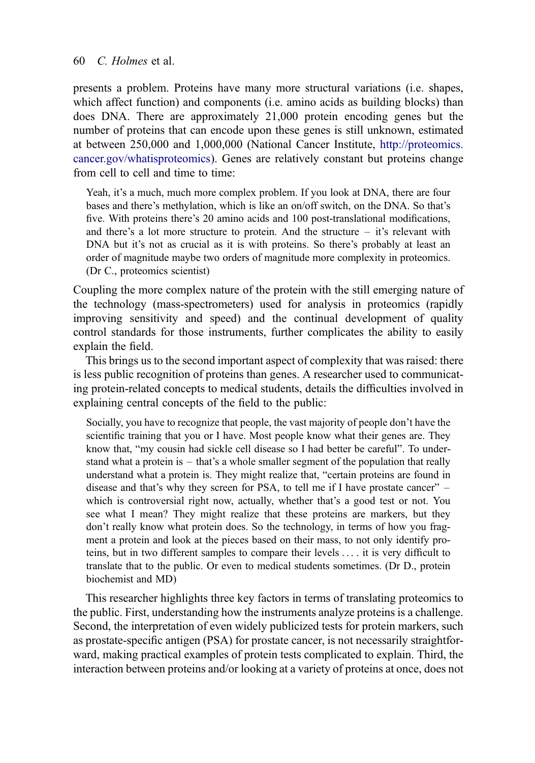presents a problem. Proteins have many more structural variations (i.e. shapes, which affect function) and components (i.e. amino acids as building blocks) than does DNA. There are approximately 21,000 protein encoding genes but the number of proteins that can encode upon these genes is still unknown, estimated at between 250,000 and 1,000,000 (National Cancer Institute, http://proteomics.cancer.gov/whatisproteomics). Genes are relatively constant but proteins change from cell to cell and time to time:

> Yeah, it's a much, much more complex problem. If you look at DNA, there are four bases and there's methylation, which is like an on/off switch, on the DNA. So that's five. With proteins there's 20 amino acids and 100 post-translational modifications, and there's a lot more structure to protein. And the structure – it's relevant with DNA but it's not as crucial as it is with proteins. So there's probably at least an order of magnitude maybe two orders of magnitude more complexity in proteomics. (Dr C., proteomics scientist)

Coupling the more complex nature of the protein with the still emerging nature of the technology (mass-spectrometers) used for analysis in proteomics (rapidly improving sensitivity and speed) and the continual development of quality control standards for those instruments, further complicates the ability to easily explain the field.

This brings us to the second important aspect of complexity that was raised: there is less public recognition of proteins than genes. A researcher used to communicating protein-related concepts to medical students, details the difficulties involved in explaining central concepts of the field to the public:

> Socially, you have to recognize that people, the vast majority of people don't have the scientific training that you or I have. Most people know what their genes are. They know that, "my cousin had sickle cell disease so I had better be careful". To understand what a protein is – that's a whole smaller segment of the population that really understand what a protein is. They might realize that, "certain proteins are found in disease and that's why they screen for PSA, to tell me if I have prostate cancer" – which is controversial right now, actually, whether that's a good test or not. You see what I mean? They might realize that these proteins are markers, but they don't really know what protein does. So the technology, in terms of how you fragment a protein and look at the pieces based on their mass, to not only identify proteins, but in two different samples to compare their levels . . . . it is very difficult to translate that to the public. Or even to medical students sometimes. (Dr D., protein biochemist and MD)

This researcher highlights three key factors in terms of translating proteomics to the public. First, understanding how the instruments analyze proteins is a challenge. Second, the interpretation of even widely publicized tests for protein markers, such as prostate-specific antigen (PSA) for prostate cancer, is not necessarily straightforward, making practical examples of protein tests complicated to explain. Third, the interaction between proteins and/or looking at a variety of proteins at once, does not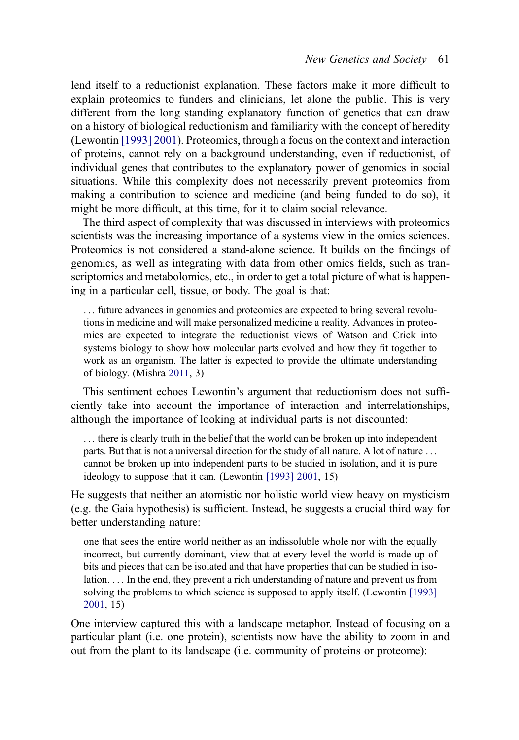lend itself to a reductionist explanation. These factors make it more difficult to explain proteomics to funders and clinicians, let alone the public. This is very different from the long standing explanatory function of genetics that can draw on a history of biological reductionism and familiarity with the concept of heredity (Lewontin [1993] 2001). Proteomics, through a focus on the context and interaction of proteins, cannot rely on a background understanding, even if reductionist, of individual genes that contributes to the explanatory power of genomics in social situations. While this complexity does not necessarily prevent proteomics from making a contribution to science and medicine (and being funded to do so), it might be more difficult, at this time, for it to claim social relevance.

The third aspect of complexity that was discussed in interviews with proteomics scientists was the increasing importance of a systems view in the omics sciences. Proteomics is not considered a stand-alone science. It builds on the findings of genomics, as well as integrating with data from other omics fields, such as transcriptomics and metabolomics, etc., in order to get a total picture of what is happening in a particular cell, tissue, or body. The goal is that:

> . . . future advances in genomics and proteomics are expected to bring several revolutions in medicine and will make personalized medicine a reality. Advances in proteomics are expected to integrate the reductionist views of Watson and Crick into systems biology to show how molecular parts evolved and how they fit together to work as an organism. The latter is expected to provide the ultimate understanding of biology. (Mishra 2011, 3)

This sentiment echoes Lewontin's argument that reductionism does not sufficiently take into account the importance of interaction and interrelationships, although the importance of looking at individual parts is not discounted:

> . . . there is clearly truth in the belief that the world can be broken up into independent parts. But that is not a universal direction for the study of all nature. A lot of nature . . . cannot be broken up into independent parts to be studied in isolation, and it is pure ideology to suppose that it can. (Lewontin [1993] 2001, 15)

He suggests that neither an atomistic nor holistic world view heavy on mysticism (e.g. the Gaia hypothesis) is sufficient. Instead, he suggests a crucial third way for better understanding nature:

> one that sees the entire world neither as an indissoluble whole nor with the equally incorrect, but currently dominant, view that at every level the world is made up of bits and pieces that can be isolated and that have properties that can be studied in isolation. . . . In the end, they prevent a rich understanding of nature and prevent us from solving the problems to which science is supposed to apply itself. (Lewontin [1993] 2001, 15)

One interview captured this with a landscape metaphor. Instead of focusing on a particular plant (i.e. one protein), scientists now have the ability to zoom in and out from the plant to its landscape (i.e. community of proteins or proteome):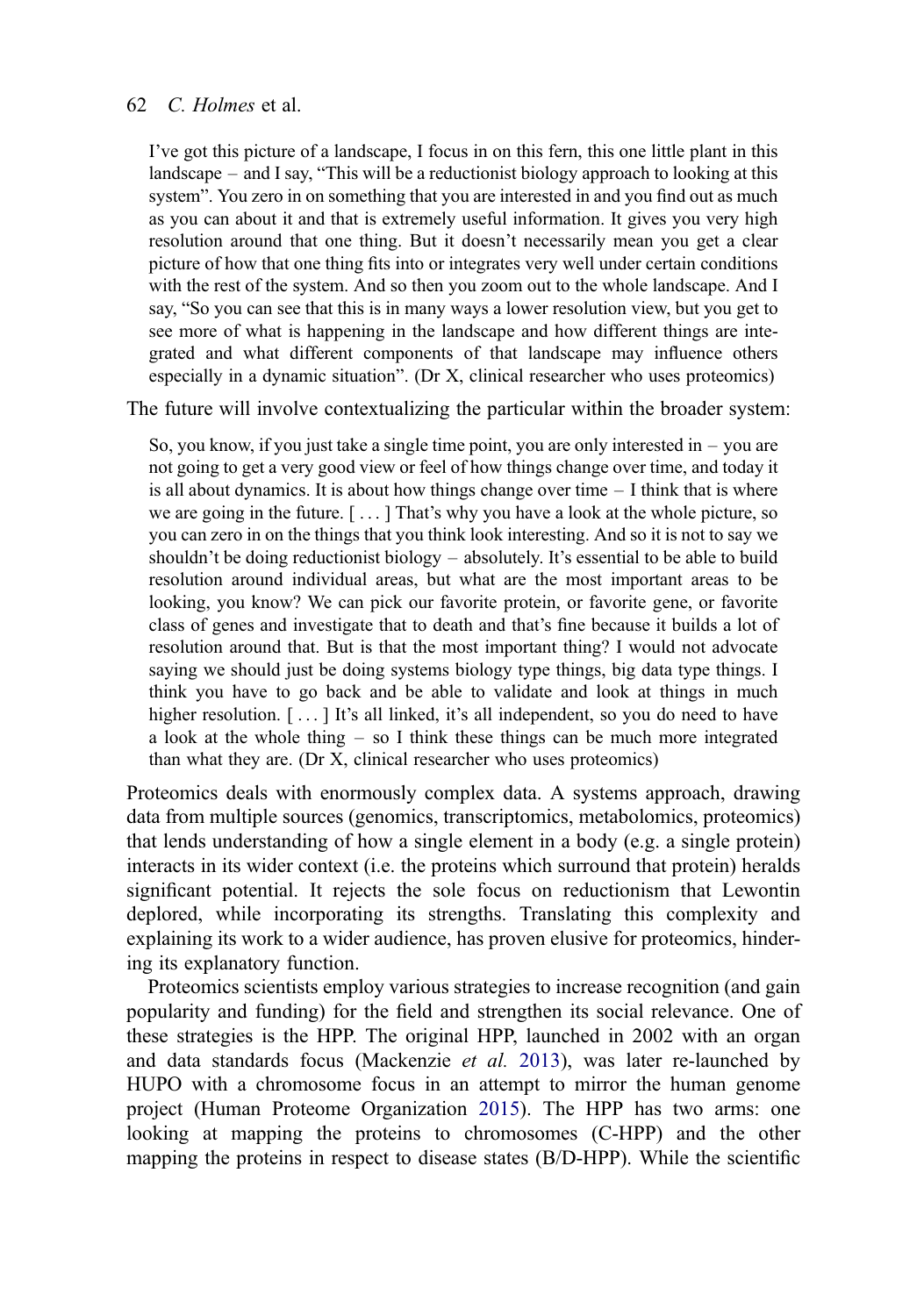> I've got this picture of a landscape, I focus in on this fern, this one little plant in this landscape – and I say, "This will be a reductionist biology approach to looking at this system". You zero in on something that you are interested in and you find out as much as you can about it and that is extremely useful information. It gives you very high resolution around that one thing. But it doesn't necessarily mean you get a clear picture of how that one thing fits into or integrates very well under certain conditions with the rest of the system. And so then you zoom out to the whole landscape. And I say, "So you can see that this is in many ways a lower resolution view, but you get to see more of what is happening in the landscape and how different things are integrated and what different components of that landscape may influence others especially in a dynamic situation". (Dr X, clinical researcher who uses proteomics)

The future will involve contextualizing the particular within the broader system:

> So, you know, if you just take a single time point, you are only interested in – you are not going to get a very good view or feel of how things change over time, and today it is all about dynamics. It is about how things change over time – I think that is where we are going in the future. [ . . . ] That's why you have a look at the whole picture, so you can zero in on the things that you think look interesting. And so it is not to say we shouldn't be doing reductionist biology – absolutely. It's essential to be able to build resolution around individual areas, but what are the most important areas to be looking, you know? We can pick our favorite protein, or favorite gene, or favorite class of genes and investigate that to death and that's fine because it builds a lot of resolution around that. But is that the most important thing? I would not advocate saying we should just be doing systems biology type things, big data type things. I think you have to go back and be able to validate and look at things in much higher resolution. [ . . . ] It's all linked, it's all independent, so you do need to have a look at the whole thing – so I think these things can be much more integrated than what they are. (Dr X, clinical researcher who uses proteomics)

Proteomics deals with enormously complex data. A systems approach, drawing data from multiple sources (genomics, transcriptomics, metabolomics, proteomics) that lends understanding of how a single element in a body (e.g. a single protein) interacts in its wider context (i.e. the proteins which surround that protein) heralds significant potential. It rejects the sole focus on reductionism that Lewontin deplored, while incorporating its strengths. Translating this complexity and explaining its work to a wider audience, has proven elusive for proteomics, hindering its explanatory function.

Proteomics scientists employ various strategies to increase recognition (and gain popularity and funding) for the field and strengthen its social relevance. One of these strategies is the HPP. The original HPP, launched in 2002 with an organ and data standards focus (Mackenzie *et al.* 2013), was later re-launched by HUPO with a chromosome focus in an attempt to mirror the human genome project (Human Proteome Organization 2015). The HPP has two arms: one looking at mapping the proteins to chromosomes (C-HPP) and the other mapping the proteins in respect to disease states (B/D-HPP). While the scientific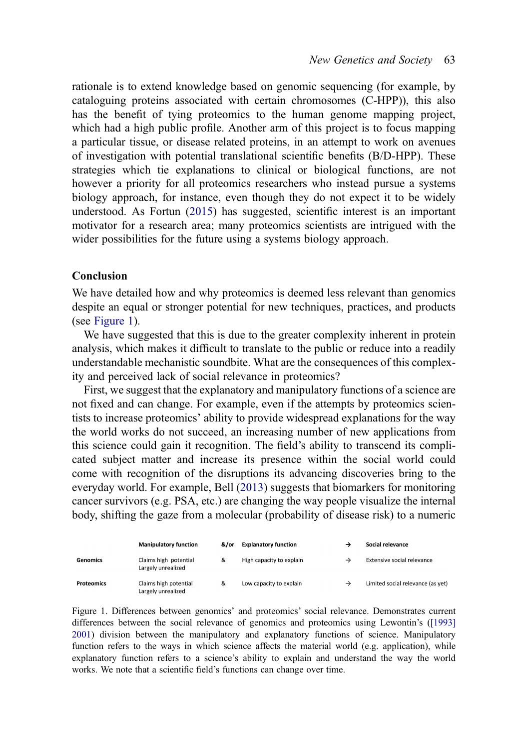rationale is to extend knowledge based on genomic sequencing (for example, by cataloguing proteins associated with certain chromosomes (C-HPP)), this also has the benefit of tying proteomics to the human genome mapping project, which had a high public profile. Another arm of this project is to focus mapping a particular tissue, or disease related proteins, in an attempt to work on avenues of investigation with potential translational scientific benefits (B/D-HPP). These strategies which tie explanations to clinical or biological functions, are not however a priority for all proteomics researchers who instead pursue a systems biology approach, for instance, even though they do not expect it to be widely understood. As Fortun (2015) has suggested, scientific interest is an important motivator for a research area; many proteomics scientists are intrigued with the wider possibilities for the future using a systems biology approach.

## Conclusion

We have detailed how and why proteomics is deemed less relevant than genomics despite an equal or stronger potential for new techniques, practices, and products (see Figure 1).

We have suggested that this is due to the greater complexity inherent in protein analysis, which makes it difficult to translate to the public or reduce into a readily understandable mechanistic soundbite. What are the consequences of this complexity and perceived lack of social relevance in proteomics?

First, we suggest that the explanatory and manipulatory functions of a science are not fixed and can change. For example, even if the attempts by proteomics scientists to increase proteomics' ability to provide widespread explanations for the way the world works do not succeed, an increasing number of new applications from this science could gain it recognition. The field's ability to transcend its complicated subject matter and increase its presence within the social world could come with recognition of the disruptions its advancing discoveries bring to the everyday world. For example, Bell (2013) suggests that biomarkers for monitoring cancer survivors (e.g. PSA, etc.) are changing the way people visualize the internal body, shifting the gaze from a molecular (probability of disease risk) to a numeric

| | Manipulatory function | &/or | Explanatory function | → | Social relevance |
|---|---|---|---|---|---|
| Genomics | Claims high potential Largely unrealized | & | High capacity to explain | → | Extensive social relevance |
| Proteomics | Claims high potential Largely unrealized | & | Low capacity to explain | → | Limited social relevance (as yet) |

Figure 1. Differences between genomics' and proteomics' social relevance. Demonstrates current differences between the social relevance of genomics and proteomics using Lewontin's ([1993] 2001) division between the manipulatory and explanatory functions of science. Manipulatory function refers to the ways in which science affects the material world (e.g. application), while explanatory function refers to a science's ability to explain and understand the way the world works. We note that a scientific field's functions can change over time.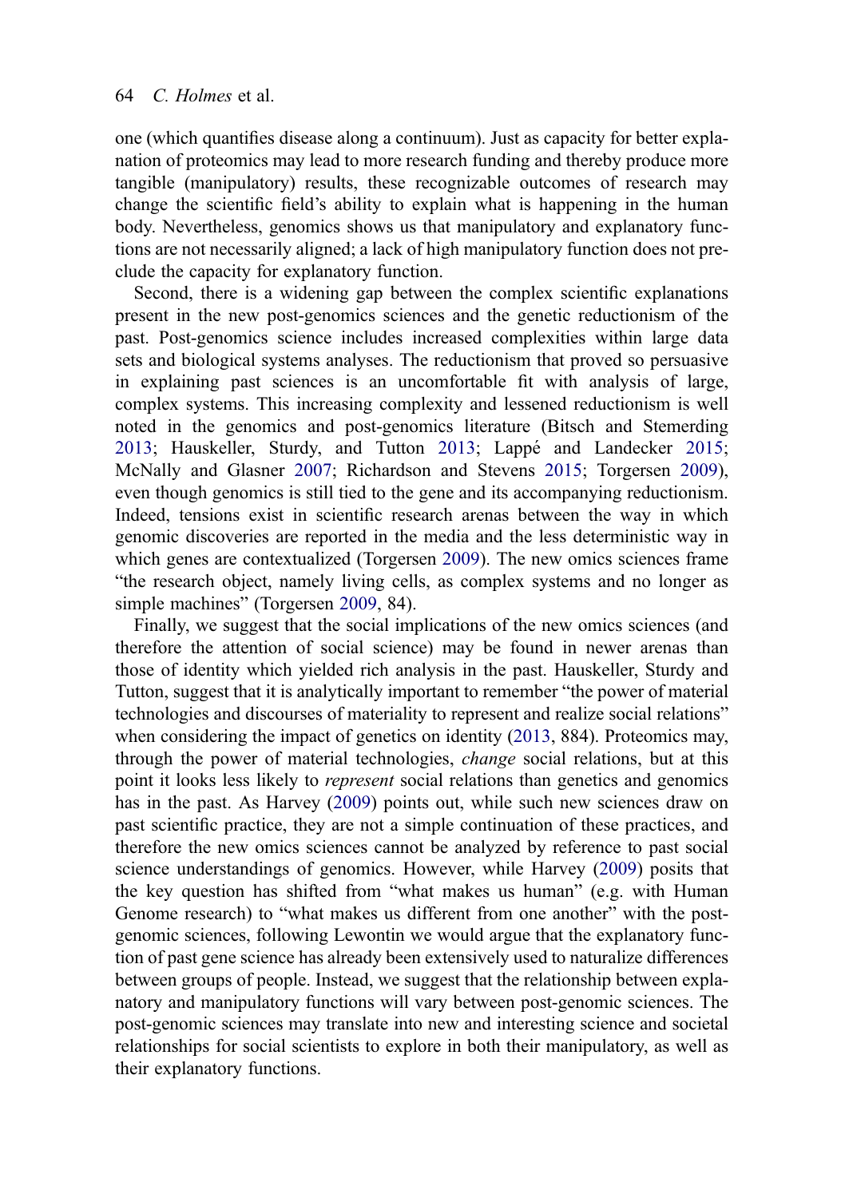one (which quantifies disease along a continuum). Just as capacity for better explanation of proteomics may lead to more research funding and thereby produce more tangible (manipulatory) results, these recognizable outcomes of research may change the scientific field's ability to explain what is happening in the human body. Nevertheless, genomics shows us that manipulatory and explanatory functions are not necessarily aligned; a lack of high manipulatory function does not preclude the capacity for explanatory function.

Second, there is a widening gap between the complex scientific explanations present in the new post-genomics sciences and the genetic reductionism of the past. Post-genomics science includes increased complexities within large data sets and biological systems analyses. The reductionism that proved so persuasive in explaining past sciences is an uncomfortable fit with analysis of large, complex systems. This increasing complexity and lessened reductionism is well noted in the genomics and post-genomics literature (Bitsch and Stemerding 2013; Hauskeller, Sturdy, and Tutton 2013; Lappé and Landecker 2015; McNally and Glasner 2007; Richardson and Stevens 2015; Torgersen 2009), even though genomics is still tied to the gene and its accompanying reductionism. Indeed, tensions exist in scientific research arenas between the way in which genomic discoveries are reported in the media and the less deterministic way in which genes are contextualized (Torgersen 2009). The new omics sciences frame "the research object, namely living cells, as complex systems and no longer as simple machines" (Torgersen 2009, 84).

Finally, we suggest that the social implications of the new omics sciences (and therefore the attention of social science) may be found in newer arenas than those of identity which yielded rich analysis in the past. Hauskeller, Sturdy and Tutton, suggest that it is analytically important to remember "the power of material technologies and discourses of materiality to represent and realize social relations" when considering the impact of genetics on identity (2013, 884). Proteomics may, through the power of material technologies, *change* social relations, but at this point it looks less likely to *represent* social relations than genetics and genomics has in the past. As Harvey (2009) points out, while such new sciences draw on past scientific practice, they are not a simple continuation of these practices, and therefore the new omics sciences cannot be analyzed by reference to past social science understandings of genomics. However, while Harvey (2009) posits that the key question has shifted from "what makes us human" (e.g. with Human Genome research) to "what makes us different from one another" with the post-genomic sciences, following Lewontin we would argue that the explanatory function of past gene science has already been extensively used to naturalize differences between groups of people. Instead, we suggest that the relationship between explanatory and manipulatory functions will vary between post-genomic sciences. The post-genomic sciences may translate into new and interesting science and societal relationships for social scientists to explore in both their manipulatory, as well as their explanatory functions.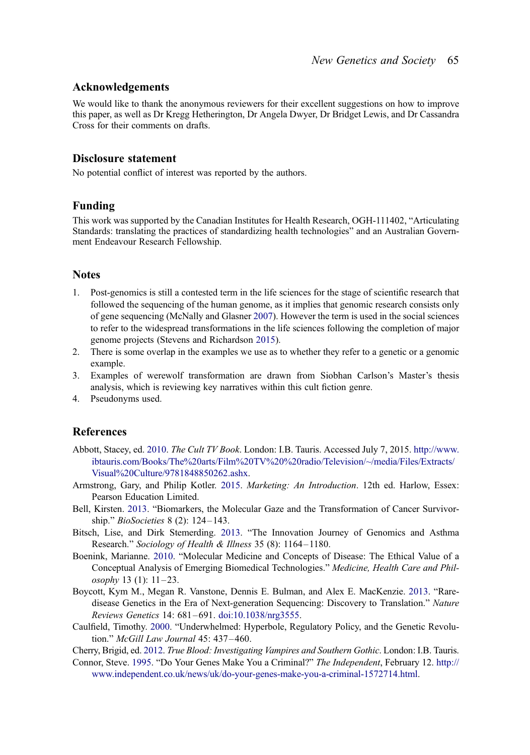## Acknowledgements

We would like to thank the anonymous reviewers for their excellent suggestions on how to improve this paper, as well as Dr Kregg Hetherington, Dr Angela Dwyer, Dr Bridget Lewis, and Dr Cassandra Cross for their comments on drafts.

## Disclosure statement

No potential conflict of interest was reported by the authors.

## Funding

This work was supported by the Canadian Institutes for Health Research, OGH-111402, "Articulating Standards: translating the practices of standardizing health technologies" and an Australian Government Endeavour Research Fellowship.

## Notes

1. Post-genomics is still a contested term in the life sciences for the stage of scientific research that followed the sequencing of the human genome, as it implies that genomic research consists only of gene sequencing (McNally and Glasner 2007). However the term is used in the social sciences to refer to the widespread transformations in the life sciences following the completion of major genome projects (Stevens and Richardson 2015).
2. There is some overlap in the examples we use as to whether they refer to a genetic or a genomic example.
3. Examples of werewolf transformation are drawn from Siobhan Carlson's Master's thesis analysis, which is reviewing key narratives within this cult fiction genre.
4. Pseudonyms used.

## References

Abbott, Stacey, ed. 2010. *The Cult TV Book*. London: I.B. Tauris. Accessed July 7, 2015. http://www.ibtauris.com/Books/The%20arts/Film%20TV%20%20radio/Television/~/media/Files/Extracts/Visual%20Culture/9781848850262.ashx.

Armstrong, Gary, and Philip Kotler. 2015. *Marketing: An Introduction*. 12th ed. Harlow, Essex: Pearson Education Limited.

Bell, Kirsten. 2013. "Biomarkers, the Molecular Gaze and the Transformation of Cancer Survivorship." *BioSocieties* 8 (2): 124–143.

Bitsch, Lise, and Dirk Stemerding. 2013. "The Innovation Journey of Genomics and Asthma Research." *Sociology of Health & Illness* 35 (8): 1164–1180.

Boenink, Marianne. 2010. "Molecular Medicine and Concepts of Disease: The Ethical Value of a Conceptual Analysis of Emerging Biomedical Technologies." *Medicine, Health Care and Philosophy* 13 (1): 11–23.

Boycott, Kym M., Megan R. Vanstone, Dennis E. Bulman, and Alex E. MacKenzie. 2013. "Rare-disease Genetics in the Era of Next-generation Sequencing: Discovery to Translation." *Nature Reviews Genetics* 14: 681–691. doi:10.1038/nrg3555.

Caulfield, Timothy. 2000. "Underwhelmed: Hyperbole, Regulatory Policy, and the Genetic Revolution." *McGill Law Journal* 45: 437–460.

Cherry, Brigid, ed. 2012. *True Blood: Investigating Vampires and Southern Gothic*. London: I.B. Tauris.

Connor, Steve. 1995. "Do Your Genes Make You a Criminal?" *The Independent*, February 12. http://www.independent.co.uk/news/uk/do-your-genes-make-you-a-criminal-1572714.html.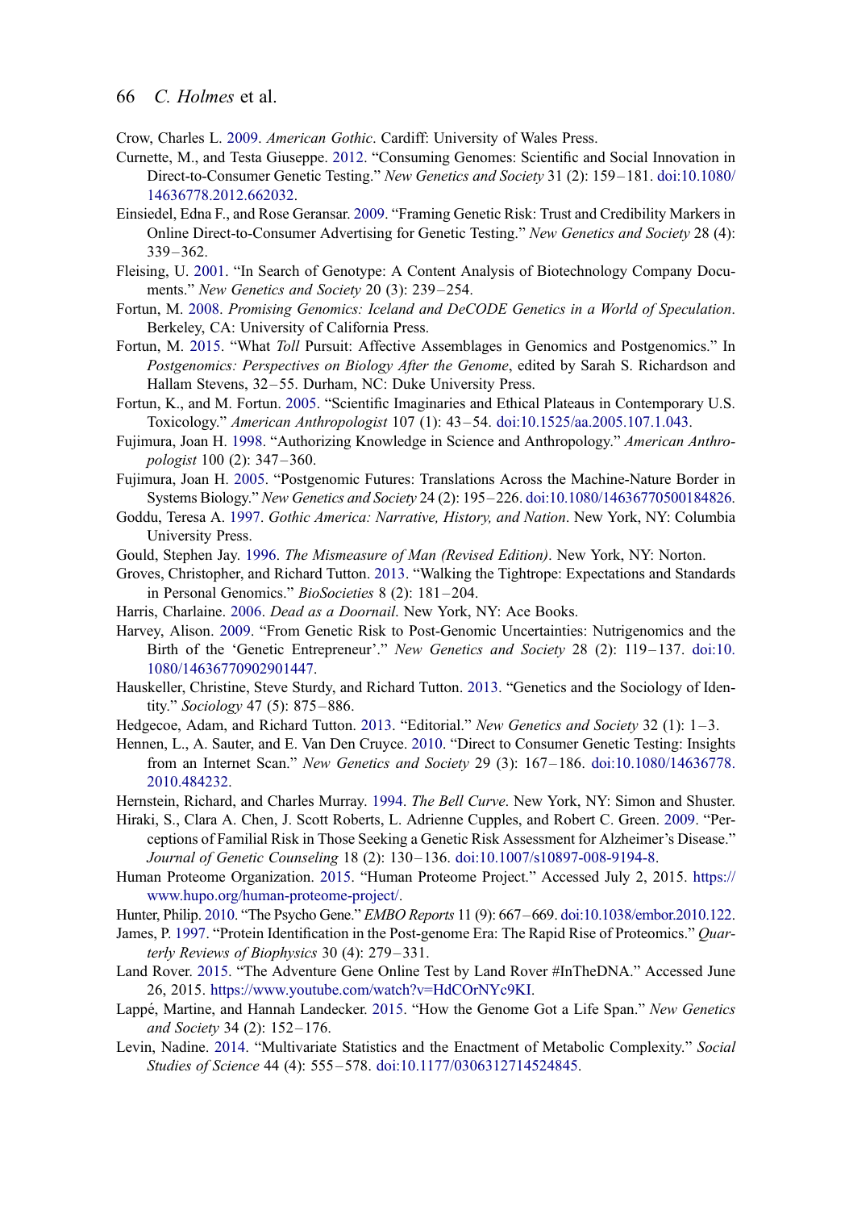Crow, Charles L. 2009. *American Gothic*. Cardiff: University of Wales Press.

Curnette, M., and Testa Giuseppe. 2012. "Consuming Genomes: Scientific and Social Innovation in Direct-to-Consumer Genetic Testing." *New Genetics and Society* 31 (2): 159–181. doi:10.1080/14636778.2012.662032.

Einsiedel, Edna F., and Rose Geransar. 2009. "Framing Genetic Risk: Trust and Credibility Markers in Online Direct-to-Consumer Advertising for Genetic Testing." *New Genetics and Society* 28 (4): 339–362.

Fleising, U. 2001. "In Search of Genotype: A Content Analysis of Biotechnology Company Documents." *New Genetics and Society* 20 (3): 239–254.

Fortun, M. 2008. *Promising Genomics: Iceland and DeCODE Genetics in a World of Speculation*. Berkeley, CA: University of California Press.

Fortun, M. 2015. "What *Toll* Pursuit: Affective Assemblages in Genomics and Postgenomics." In *Postgenomics: Perspectives on Biology After the Genome*, edited by Sarah S. Richardson and Hallam Stevens, 32–55. Durham, NC: Duke University Press.

Fortun, K., and M. Fortun. 2005. "Scientific Imaginaries and Ethical Plateaus in Contemporary U.S. Toxicology." *American Anthropologist* 107 (1): 43–54. doi:10.1525/aa.2005.107.1.043.

Fujimura, Joan H. 1998. "Authorizing Knowledge in Science and Anthropology." *American Anthropologist* 100 (2): 347–360.

Fujimura, Joan H. 2005. "Postgenomic Futures: Translations Across the Machine-Nature Border in Systems Biology." *New Genetics and Society* 24 (2): 195–226. doi:10.1080/14636770500184826.

Goddu, Teresa A. 1997. *Gothic America: Narrative, History, and Nation*. New York, NY: Columbia University Press.

Gould, Stephen Jay. 1996. *The Mismeasure of Man (Revised Edition)*. New York, NY: Norton.

Groves, Christopher, and Richard Tutton. 2013. "Walking the Tightrope: Expectations and Standards in Personal Genomics." *BioSocieties* 8 (2): 181–204.

Harris, Charlaine. 2006. *Dead as a Doornail*. New York, NY: Ace Books.

Harvey, Alison. 2009. "From Genetic Risk to Post-Genomic Uncertainties: Nutrigenomics and the Birth of the 'Genetic Entrepreneur'." *New Genetics and Society* 28 (2): 119–137. doi:10.1080/14636770902901447.

Hauskeller, Christine, Steve Sturdy, and Richard Tutton. 2013. "Genetics and the Sociology of Identity." *Sociology* 47 (5): 875–886.

Hedgecoe, Adam, and Richard Tutton. 2013. "Editorial." *New Genetics and Society* 32 (1): 1–3.

Hennen, L., A. Sauter, and E. Van Den Cruyce. 2010. "Direct to Consumer Genetic Testing: Insights from an Internet Scan." *New Genetics and Society* 29 (3): 167–186. doi:10.1080/14636778.2010.484232.

Hernstein, Richard, and Charles Murray. 1994. *The Bell Curve*. New York, NY: Simon and Shuster.

Hiraki, S., Clara A. Chen, J. Scott Roberts, L. Adrienne Cupples, and Robert C. Green. 2009. "Perceptions of Familial Risk in Those Seeking a Genetic Risk Assessment for Alzheimer's Disease." *Journal of Genetic Counseling* 18 (2): 130–136. doi:10.1007/s10897-008-9194-8.

Human Proteome Organization. 2015. "Human Proteome Project." Accessed July 2, 2015. https://www.hupo.org/human-proteome-project/.

Hunter, Philip. 2010. "The Psycho Gene." *EMBO Reports* 11 (9): 667–669. doi:10.1038/embor.2010.122.

James, P. 1997. "Protein Identification in the Post-genome Era: The Rapid Rise of Proteomics." *Quarterly Reviews of Biophysics* 30 (4): 279–331.

Land Rover. 2015. "The Adventure Gene Online Test by Land Rover #InTheDNA." Accessed June 26, 2015. https://www.youtube.com/watch?v=HdCOrNYc9KI.

Lappé, Martine, and Hannah Landecker. 2015. "How the Genome Got a Life Span." *New Genetics and Society* 34 (2): 152–176.

Levin, Nadine. 2014. "Multivariate Statistics and the Enactment of Metabolic Complexity." *Social Studies of Science* 44 (4): 555–578. doi:10.1177/0306312714524845.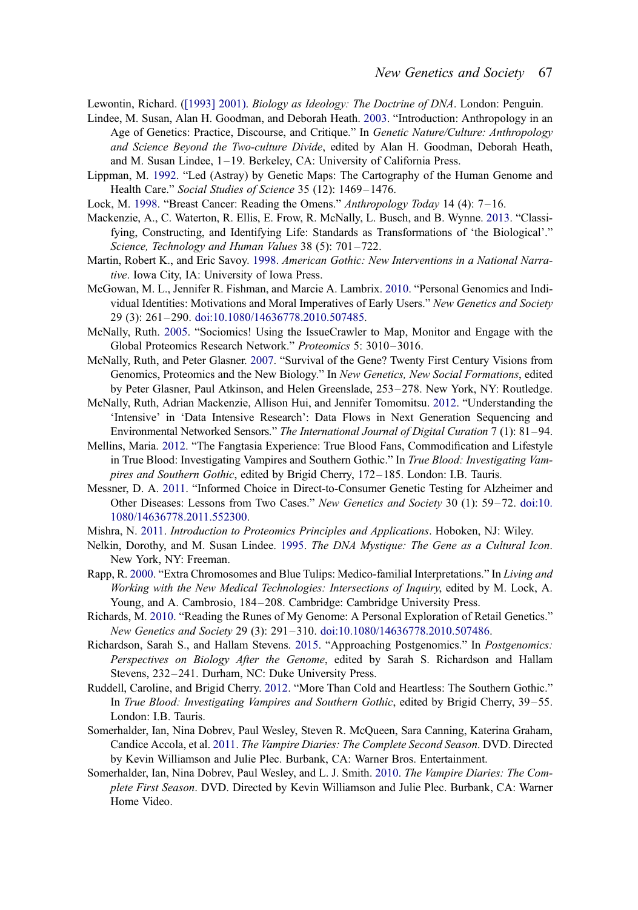Lewontin, Richard. ([1993] 2001). *Biology as Ideology: The Doctrine of DNA*. London: Penguin.

Lindee, M. Susan, Alan H. Goodman, and Deborah Heath. 2003. "Introduction: Anthropology in an Age of Genetics: Practice, Discourse, and Critique." In *Genetic Nature/Culture: Anthropology and Science Beyond the Two-culture Divide*, edited by Alan H. Goodman, Deborah Heath, and M. Susan Lindee, 1–19. Berkeley, CA: University of California Press.

Lippman, M. 1992. "Led (Astray) by Genetic Maps: The Cartography of the Human Genome and Health Care." *Social Studies of Science* 35 (12): 1469–1476.

Lock, M. 1998. "Breast Cancer: Reading the Omens." *Anthropology Today* 14 (4): 7–16.

Mackenzie, A., C. Waterton, R. Ellis, E. Frow, R. McNally, L. Busch, and B. Wynne. 2013. "Classifying, Constructing, and Identifying Life: Standards as Transformations of 'the Biological'." *Science, Technology and Human Values* 38 (5): 701–722.

Martin, Robert K., and Eric Savoy. 1998. *American Gothic: New Interventions in a National Narrative*. Iowa City, IA: University of Iowa Press.

McGowan, M. L., Jennifer R. Fishman, and Marcie A. Lambrix. 2010. "Personal Genomics and Individual Identities: Motivations and Moral Imperatives of Early Users." *New Genetics and Society* 29 (3): 261–290. doi:10.1080/14636778.2010.507485.

McNally, Ruth. 2005. "Sociomics! Using the IssueCrawler to Map, Monitor and Engage with the Global Proteomics Research Network." *Proteomics* 5: 3010–3016.

McNally, Ruth, and Peter Glasner. 2007. "Survival of the Gene? Twenty First Century Visions from Genomics, Proteomics and the New Biology." In *New Genetics, New Social Formations*, edited by Peter Glasner, Paul Atkinson, and Helen Greenslade, 253–278. New York, NY: Routledge.

McNally, Ruth, Adrian Mackenzie, Allison Hui, and Jennifer Tomomitsu. 2012. "Understanding the 'Intensive' in 'Data Intensive Research': Data Flows in Next Generation Sequencing and Environmental Networked Sensors." *The International Journal of Digital Curation* 7 (1): 81–94.

Mellins, Maria. 2012. "The Fangtasia Experience: True Blood Fans, Commodification and Lifestyle in True Blood: Investigating Vampires and Southern Gothic." In *True Blood: Investigating Vampires and Southern Gothic*, edited by Brigid Cherry, 172–185. London: I.B. Tauris.

Messner, D. A. 2011. "Informed Choice in Direct-to-Consumer Genetic Testing for Alzheimer and Other Diseases: Lessons from Two Cases." *New Genetics and Society* 30 (1): 59–72. doi:10.1080/14636778.2011.552300.

Mishra, N. 2011. *Introduction to Proteomics Principles and Applications*. Hoboken, NJ: Wiley.

Nelkin, Dorothy, and M. Susan Lindee. 1995. *The DNA Mystique: The Gene as a Cultural Icon*. New York, NY: Freeman.

Rapp, R. 2000. "Extra Chromosomes and Blue Tulips: Medico-familial Interpretations." In *Living and Working with the New Medical Technologies: Intersections of Inquiry*, edited by M. Lock, A. Young, and A. Cambrosio, 184–208. Cambridge: Cambridge University Press.

Richards, M. 2010. "Reading the Runes of My Genome: A Personal Exploration of Retail Genetics." *New Genetics and Society* 29 (3): 291–310. doi:10.1080/14636778.2010.507486.

Richardson, Sarah S., and Hallam Stevens. 2015. "Approaching Postgenomics." In *Postgenomics: Perspectives on Biology After the Genome*, edited by Sarah S. Richardson and Hallam Stevens, 232–241. Durham, NC: Duke University Press.

Ruddell, Caroline, and Brigid Cherry. 2012. "More Than Cold and Heartless: The Southern Gothic." In *True Blood: Investigating Vampires and Southern Gothic*, edited by Brigid Cherry, 39–55. London: I.B. Tauris.

Somerhalder, Ian, Nina Dobrev, Paul Wesley, Steven R. McQueen, Sara Canning, Katerina Graham, Candice Accola, et al. 2011. *The Vampire Diaries: The Complete Second Season*. DVD. Directed by Kevin Williamson and Julie Plec. Burbank, CA: Warner Bros. Entertainment.

Somerhalder, Ian, Nina Dobrev, Paul Wesley, and L. J. Smith. 2010. *The Vampire Diaries: The Complete First Season*. DVD. Directed by Kevin Williamson and Julie Plec. Burbank, CA: Warner Home Video.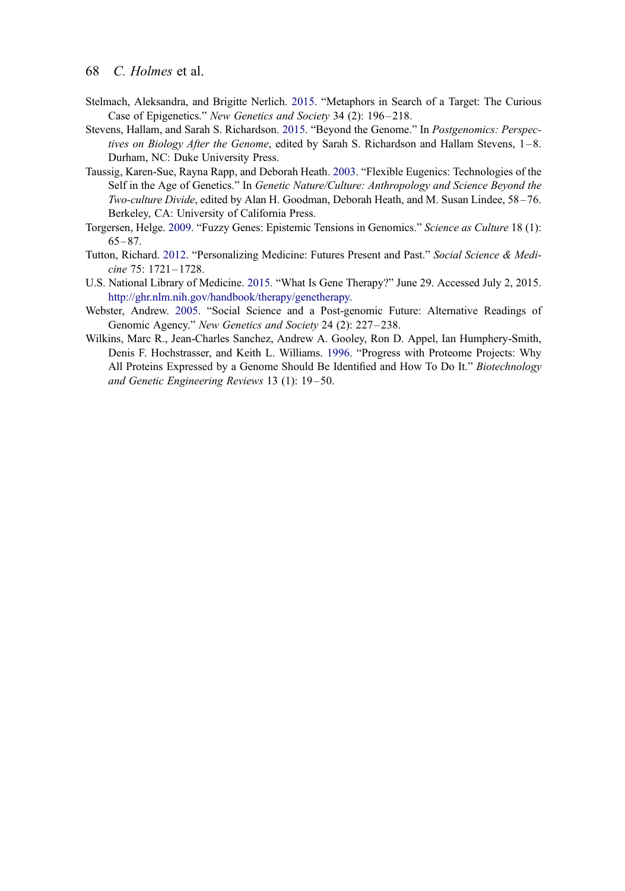Stelmach, Aleksandra, and Brigitte Nerlich. 2015. "Metaphors in Search of a Target: The Curious Case of Epigenetics." *New Genetics and Society* 34 (2): 196–218.

Stevens, Hallam, and Sarah S. Richardson. 2015. "Beyond the Genome." In *Postgenomics: Perspectives on Biology After the Genome*, edited by Sarah S. Richardson and Hallam Stevens, 1–8. Durham, NC: Duke University Press.

Taussig, Karen-Sue, Rayna Rapp, and Deborah Heath. 2003. "Flexible Eugenics: Technologies of the Self in the Age of Genetics." In *Genetic Nature/Culture: Anthropology and Science Beyond the Two-culture Divide*, edited by Alan H. Goodman, Deborah Heath, and M. Susan Lindee, 58–76. Berkeley, CA: University of California Press.

Torgersen, Helge. 2009. "Fuzzy Genes: Epistemic Tensions in Genomics." *Science as Culture* 18 (1): 65–87.

Tutton, Richard. 2012. "Personalizing Medicine: Futures Present and Past." *Social Science & Medicine* 75: 1721–1728.

U.S. National Library of Medicine. 2015. "What Is Gene Therapy?" June 29. Accessed July 2, 2015. http://ghr.nlm.nih.gov/handbook/therapy/genetherapy.

Webster, Andrew. 2005. "Social Science and a Post-genomic Future: Alternative Readings of Genomic Agency." *New Genetics and Society* 24 (2): 227–238.

Wilkins, Marc R., Jean-Charles Sanchez, Andrew A. Gooley, Ron D. Appel, Ian Humphery-Smith, Denis F. Hochstrasser, and Keith L. Williams. 1996. "Progress with Proteome Projects: Why All Proteins Expressed by a Genome Should Be Identified and How To Do It." *Biotechnology and Genetic Engineering Reviews* 13 (1): 19–50.